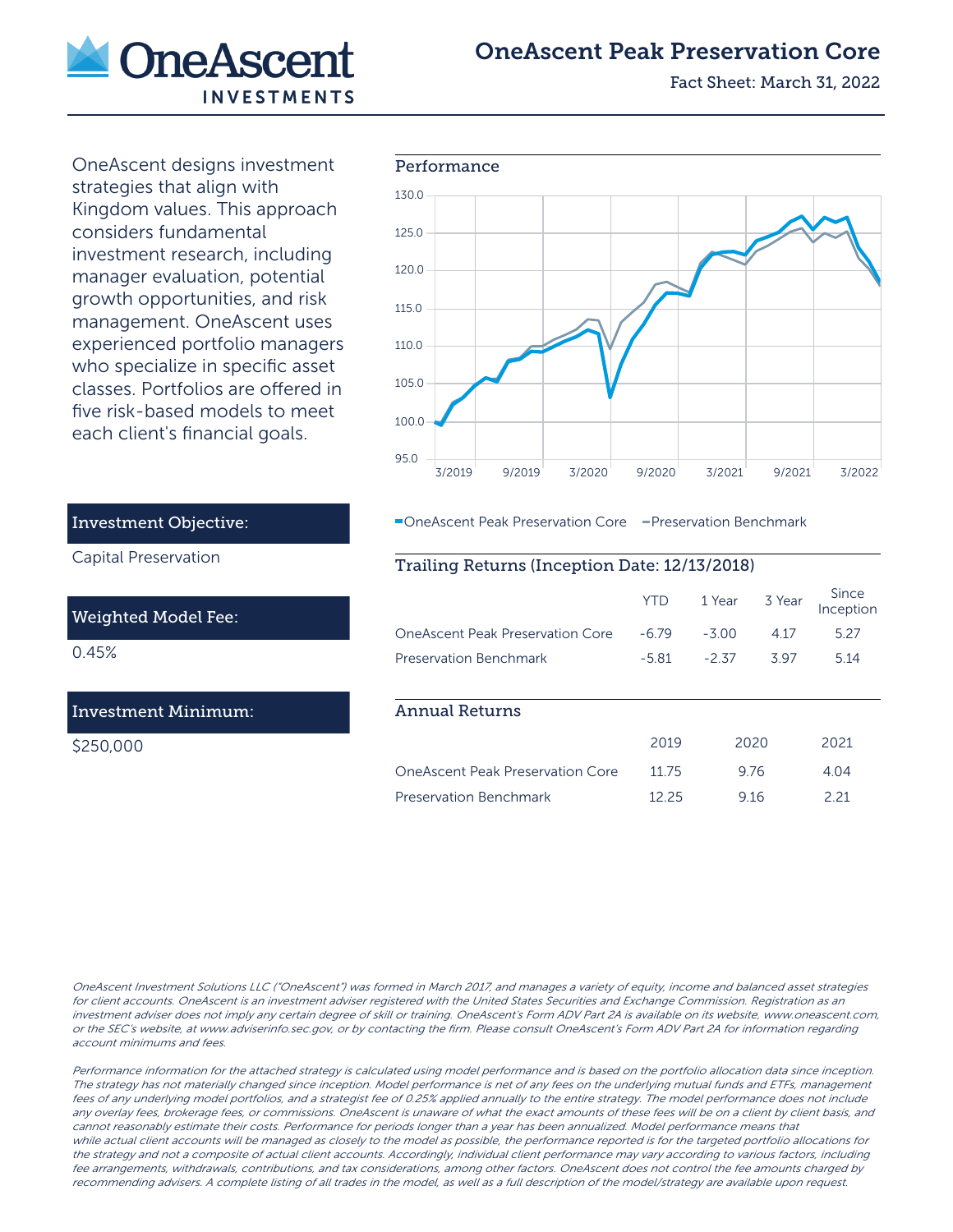# OneAscent Peak Preservation Core

Fact Sheet: March 31, 2022

OneAscent designs investment strategies that align with Kingdom values. This approach considers fundamental investment research, including manager evaluation, potential growth opportunities, and risk management. OneAscent uses experienced portfolio managers who specialize in specific asset classes. Portfolios are offered in five risk-based models to meet each client's financial goals.

## Performance

OneAscent Peak Preservation Core — Preservation Benchmark

### Investment Objective:

Capital Preservation

### Weighted Model Fee:

0.45%

### Investment Minimum:

$250,000

## Trailing Returns (Inception Date: 12/13/2018)

| | YTD | 1 Year | 3 Year | Since Inception |
|---|---|---|---|---|
| OneAscent Peak Preservation Core | -6.79 | -3.00 | 4.17 | 5.27 |
| Preservation Benchmark | -5.81 | -2.37 | 3.97 | 5.14 |

## Annual Returns

| | 2019 | 2020 | 2021 |
|---|---|---|---|
| OneAscent Peak Preservation Core | 11.75 | 9.76 | 4.04 |
| Preservation Benchmark | 12.25 | 9.16 | 2.21 |

*OneAscent Investment Solutions LLC ("OneAscent") was formed in March 2017, and manages a variety of equity, income and balanced asset strategies for client accounts. OneAscent is an investment adviser registered with the United States Securities and Exchange Commission. Registration as an investment adviser does not imply any certain degree of skill or training. OneAscent's Form ADV Part 2A is available on its website, www.oneascent.com, or the SEC's website, at www.adviserinfo.sec.gov, or by contacting the firm. Please consult OneAscent's Form ADV Part 2A for information regarding account minimums and fees.*

*Performance information for the attached strategy is calculated using model performance and is based on the portfolio allocation data since inception. The strategy has not materially changed since inception. Model performance is net of any fees on the underlying mutual funds and ETFs, management fees of any underlying model portfolios, and a strategist fee of 0.25% applied annually to the entire strategy. The model performance does not include any overlay fees, brokerage fees, or commissions. OneAscent is unaware of what the exact amounts of these fees will be on a client by client basis, and cannot reasonably estimate their costs. Performance for periods longer than a year has been annualized. Model performance means that while actual client accounts will be managed as closely to the model as possible, the performance reported is for the targeted portfolio allocations for the strategy and not a composite of actual client accounts. Accordingly, individual client performance may vary according to various factors, including fee arrangements, withdrawals, contributions, and tax considerations, among other factors. OneAscent does not control the fee amounts charged by recommending advisers. A complete listing of all trades in the model, as well as a full description of the model/strategy are available upon request.*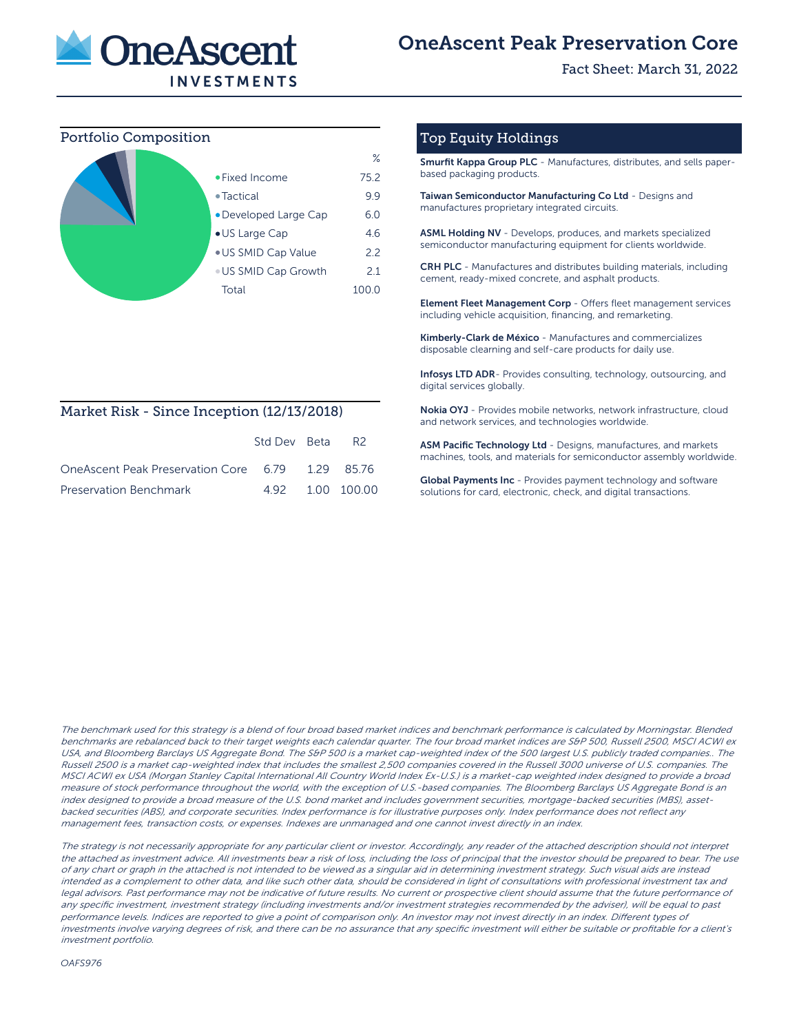# OneAscent Peak Preservation Core

Fact Sheet: March 31, 2022

## Portfolio Composition

| | % |
|---|---|
| Fixed Income | 75.2 |
| Tactical | 9.9 |
| Developed Large Cap | 6.0 |
| US Large Cap | 4.6 |
| US SMID Cap Value | 2.2 |
| US SMID Cap Growth | 2.1 |
| Total | 100.0 |

## Market Risk - Since Inception (12/13/2018)

| | Std Dev | Beta | R2 |
|---|---|---|---|
| OneAscent Peak Preservation Core | 6.79 | 1.29 | 85.76 |
| Preservation Benchmark | 4.92 | 1.00 | 100.00 |

## Top Equity Holdings

**Smurfit Kappa Group PLC** - Manufactures, distributes, and sells paper-based packaging products.

**Taiwan Semiconductor Manufacturing Co Ltd** - Designs and manufactures proprietary integrated circuits.

**ASML Holding NV** - Develops, produces, and markets specialized semiconductor manufacturing equipment for clients worldwide.

**CRH PLC** - Manufactures and distributes building materials, including cement, ready-mixed concrete, and asphalt products.

**Element Fleet Management Corp** - Offers fleet management services including vehicle acquisition, financing, and remarketing.

**Kimberly-Clark de México** - Manufactures and commercializes disposable clearning and self-care products for daily use.

**Infosys LTD ADR**- Provides consulting, technology, outsourcing, and digital services globally.

**Nokia OYJ** - Provides mobile networks, network infrastructure, cloud and network services, and technologies worldwide.

**ASM Pacific Technology Ltd** - Designs, manufactures, and markets machines, tools, and materials for semiconductor assembly worldwide.

**Global Payments Inc** - Provides payment technology and software solutions for card, electronic, check, and digital transactions.

*The benchmark used for this strategy is a blend of four broad based market indices and benchmark performance is calculated by Morningstar. Blended benchmarks are rebalanced back to their target weights each calendar quarter. The four broad market indices are S&P 500, Russell 2500, MSCI ACWI ex USA, and Bloomberg Barclays US Aggregate Bond. The S&P 500 is a market cap-weighted index of the 500 largest U.S. publicly traded companies.. The Russell 2500 is a market cap-weighted index that includes the smallest 2,500 companies covered in the Russell 3000 universe of U.S. companies. The MSCI ACWI ex USA (Morgan Stanley Capital International All Country World Index Ex-U.S.) is a market-cap weighted index designed to provide a broad measure of stock performance throughout the world, with the exception of U.S.-based companies. The Bloomberg Barclays US Aggregate Bond is an index designed to provide a broad measure of the U.S. bond market and includes government securities, mortgage-backed securities (MBS), asset-backed securities (ABS), and corporate securities. Index performance is for illustrative purposes only. Index performance does not reflect any management fees, transaction costs, or expenses. Indexes are unmanaged and one cannot invest directly in an index.*

*The strategy is not necessarily appropriate for any particular client or investor. Accordingly, any reader of the attached description should not interpret the attached as investment advice. All investments bear a risk of loss, including the loss of principal that the investor should be prepared to bear. The use of any chart or graph in the attached is not intended to be viewed as a singular aid in determining investment strategy. Such visual aids are instead intended as a complement to other data, and like such other data, should be considered in light of consultations with professional investment tax and legal advisors. Past performance may not be indicative of future results. No current or prospective client should assume that the future performance of any specific investment, investment strategy (including investments and/or investment strategies recommended by the adviser), will be equal to past performance levels. Indices are reported to give a point of comparison only. An investor may not invest directly in an index. Different types of investments involve varying degrees of risk, and there can be no assurance that any specific investment will either be suitable or profitable for a client's investment portfolio.*

*OAFS976*